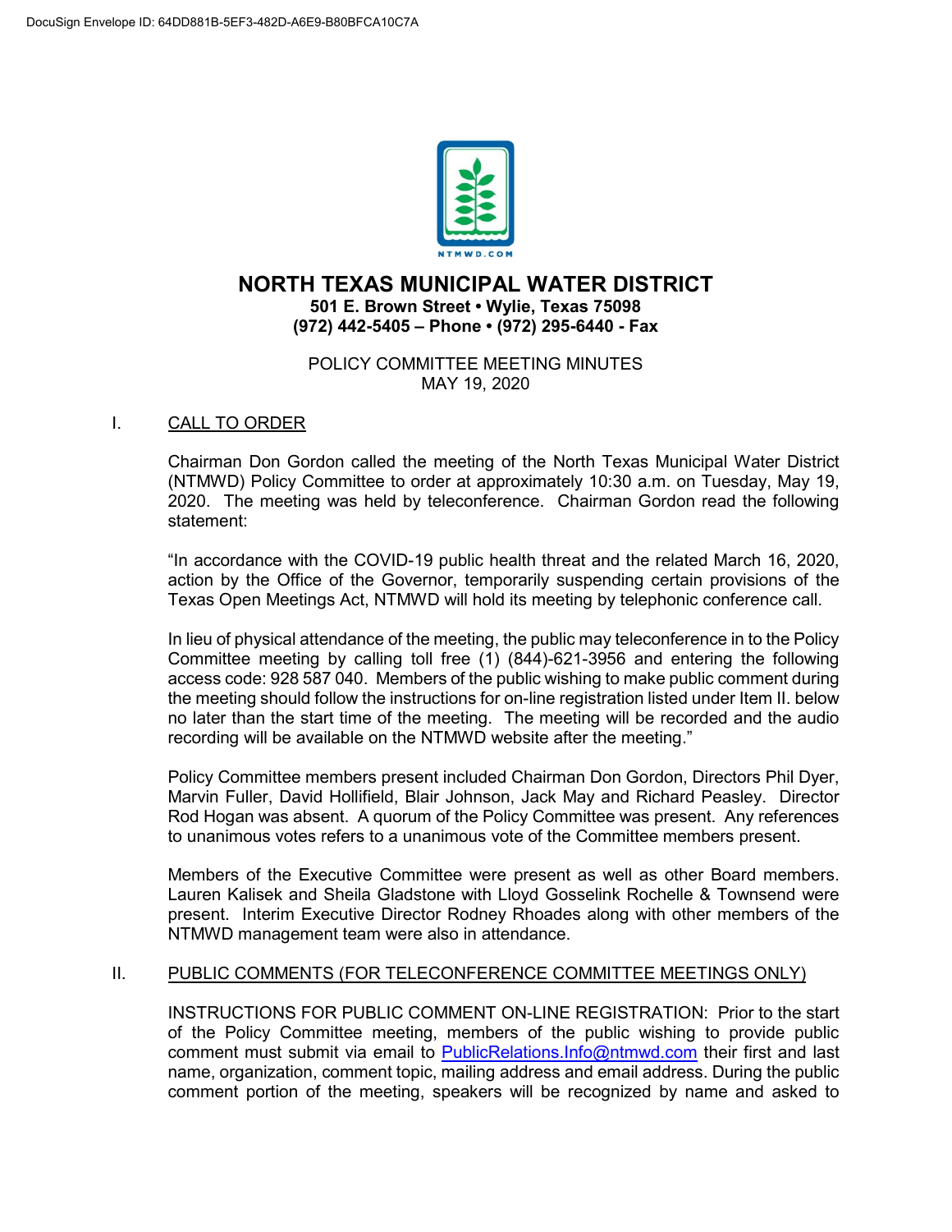DocuSign Envelope ID: 64DD881B-5EF3-482D-A6E9-B80BFCA10C7A

# NORTH TEXAS MUNICIPAL WATER DISTRICT

**501 E. Brown Street • Wylie, Texas 75098**
**(972) 442-5405 – Phone • (972) 295-6440 - Fax**

POLICY COMMITTEE MEETING MINUTES
MAY 19, 2020

## I. CALL TO ORDER

Chairman Don Gordon called the meeting of the North Texas Municipal Water District (NTMWD) Policy Committee to order at approximately 10:30 a.m. on Tuesday, May 19, 2020. The meeting was held by teleconference. Chairman Gordon read the following statement:

"In accordance with the COVID-19 public health threat and the related March 16, 2020, action by the Office of the Governor, temporarily suspending certain provisions of the Texas Open Meetings Act, NTMWD will hold its meeting by telephonic conference call.

In lieu of physical attendance of the meeting, the public may teleconference in to the Policy Committee meeting by calling toll free (1) (844)-621-3956 and entering the following access code: 928 587 040. Members of the public wishing to make public comment during the meeting should follow the instructions for on-line registration listed under Item II. below no later than the start time of the meeting. The meeting will be recorded and the audio recording will be available on the NTMWD website after the meeting."

Policy Committee members present included Chairman Don Gordon, Directors Phil Dyer, Marvin Fuller, David Hollifield, Blair Johnson, Jack May and Richard Peasley. Director Rod Hogan was absent. A quorum of the Policy Committee was present. Any references to unanimous votes refers to a unanimous vote of the Committee members present.

Members of the Executive Committee were present as well as other Board members. Lauren Kalisek and Sheila Gladstone with Lloyd Gosselink Rochelle & Townsend were present. Interim Executive Director Rodney Rhoades along with other members of the NTMWD management team were also in attendance.

## II. PUBLIC COMMENTS (FOR TELECONFERENCE COMMITTEE MEETINGS ONLY)

INSTRUCTIONS FOR PUBLIC COMMENT ON-LINE REGISTRATION: Prior to the start of the Policy Committee meeting, members of the public wishing to provide public comment must submit via email to PublicRelations.Info@ntmwd.com their first and last name, organization, comment topic, mailing address and email address. During the public comment portion of the meeting, speakers will be recognized by name and asked to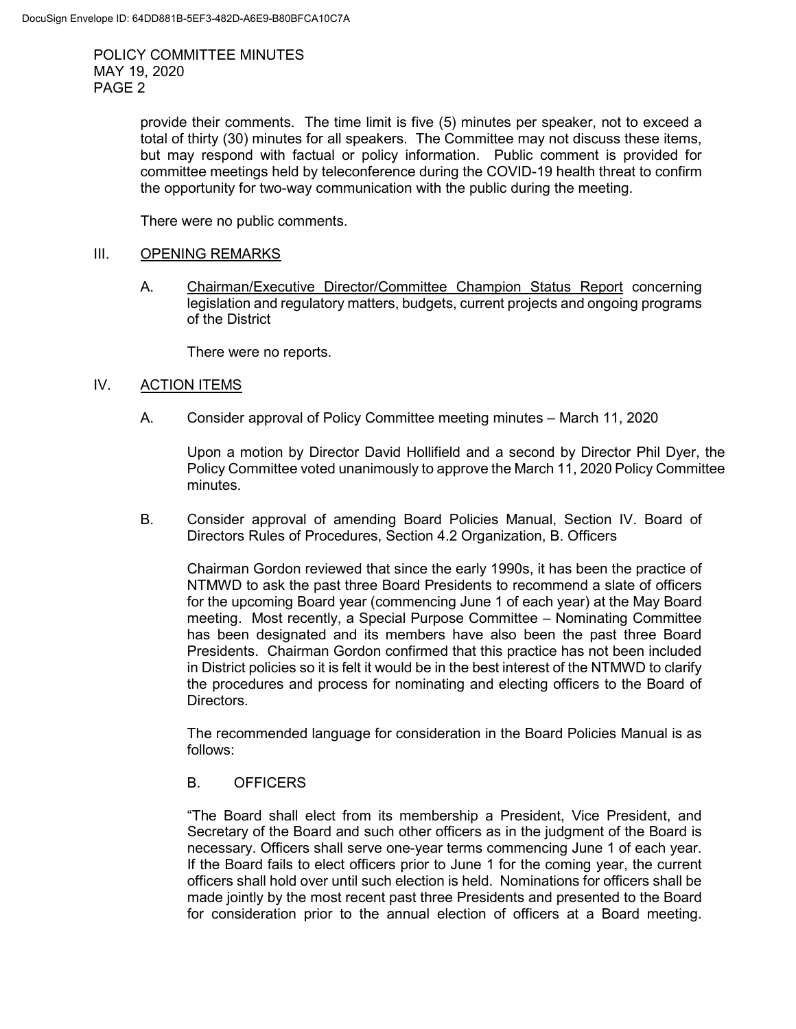provide their comments. The time limit is five (5) minutes per speaker, not to exceed a total of thirty (30) minutes for all speakers. The Committee may not discuss these items, but may respond with factual or policy information. Public comment is provided for committee meetings held by teleconference during the COVID-19 health threat to confirm the opportunity for two-way communication with the public during the meeting.

There were no public comments.

## III. OPENING REMARKS

A. Chairman/Executive Director/Committee Champion Status Report concerning legislation and regulatory matters, budgets, current projects and ongoing programs of the District

There were no reports.

## IV. ACTION ITEMS

A. Consider approval of Policy Committee meeting minutes – March 11, 2020

Upon a motion by Director David Hollifield and a second by Director Phil Dyer, the Policy Committee voted unanimously to approve the March 11, 2020 Policy Committee minutes.

B. Consider approval of amending Board Policies Manual, Section IV. Board of Directors Rules of Procedures, Section 4.2 Organization, B. Officers

Chairman Gordon reviewed that since the early 1990s, it has been the practice of NTMWD to ask the past three Board Presidents to recommend a slate of officers for the upcoming Board year (commencing June 1 of each year) at the May Board meeting. Most recently, a Special Purpose Committee – Nominating Committee has been designated and its members have also been the past three Board Presidents. Chairman Gordon confirmed that this practice has not been included in District policies so it is felt it would be in the best interest of the NTMWD to clarify the procedures and process for nominating and electing officers to the Board of Directors.

The recommended language for consideration in the Board Policies Manual is as follows:

B. OFFICERS

"The Board shall elect from its membership a President, Vice President, and Secretary of the Board and such other officers as in the judgment of the Board is necessary. Officers shall serve one-year terms commencing June 1 of each year. If the Board fails to elect officers prior to June 1 for the coming year, the current officers shall hold over until such election is held. Nominations for officers shall be made jointly by the most recent past three Presidents and presented to the Board for consideration prior to the annual election of officers at a Board meeting.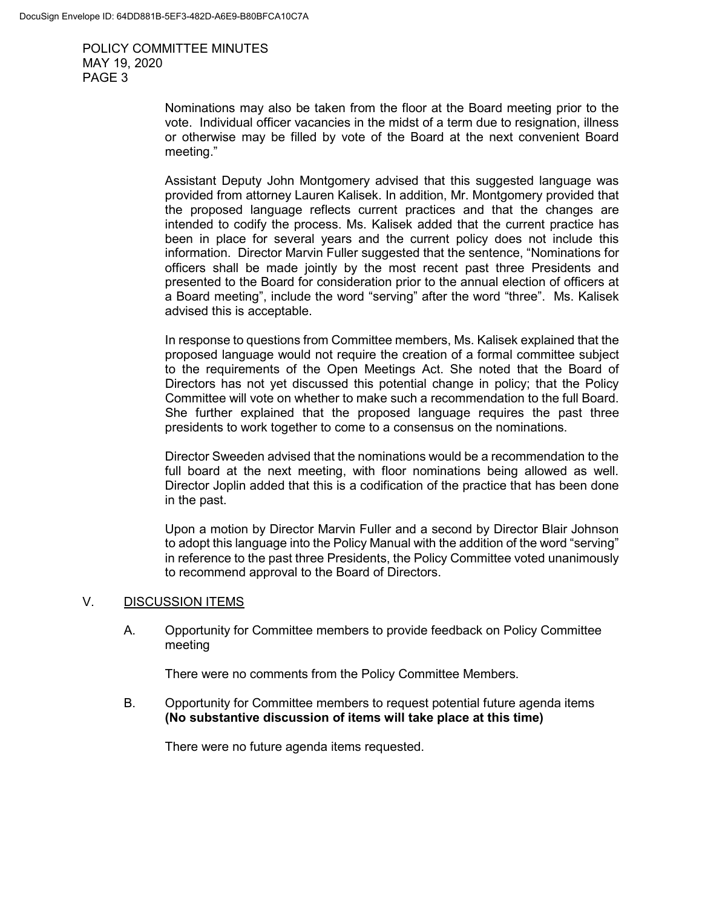Nominations may also be taken from the floor at the Board meeting prior to the vote. Individual officer vacancies in the midst of a term due to resignation, illness or otherwise may be filled by vote of the Board at the next convenient Board meeting."

Assistant Deputy John Montgomery advised that this suggested language was provided from attorney Lauren Kalisek. In addition, Mr. Montgomery provided that the proposed language reflects current practices and that the changes are intended to codify the process. Ms. Kalisek added that the current practice has been in place for several years and the current policy does not include this information. Director Marvin Fuller suggested that the sentence, "Nominations for officers shall be made jointly by the most recent past three Presidents and presented to the Board for consideration prior to the annual election of officers at a Board meeting", include the word "serving" after the word "three". Ms. Kalisek advised this is acceptable.

In response to questions from Committee members, Ms. Kalisek explained that the proposed language would not require the creation of a formal committee subject to the requirements of the Open Meetings Act. She noted that the Board of Directors has not yet discussed this potential change in policy; that the Policy Committee will vote on whether to make such a recommendation to the full Board. She further explained that the proposed language requires the past three presidents to work together to come to a consensus on the nominations.

Director Sweeden advised that the nominations would be a recommendation to the full board at the next meeting, with floor nominations being allowed as well. Director Joplin added that this is a codification of the practice that has been done in the past.

Upon a motion by Director Marvin Fuller and a second by Director Blair Johnson to adopt this language into the Policy Manual with the addition of the word "serving" in reference to the past three Presidents, the Policy Committee voted unanimously to recommend approval to the Board of Directors.

## V. DISCUSSION ITEMS

A. Opportunity for Committee members to provide feedback on Policy Committee meeting

There were no comments from the Policy Committee Members.

B. Opportunity for Committee members to request potential future agenda items **(No substantive discussion of items will take place at this time)**

There were no future agenda items requested.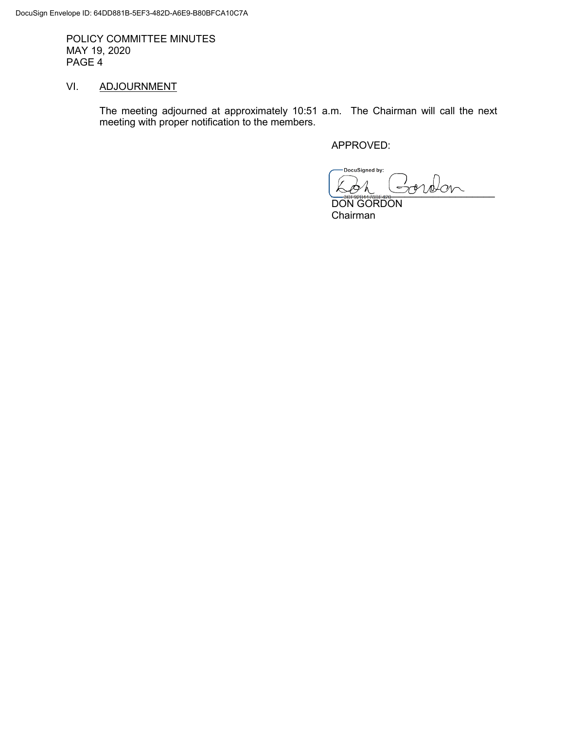## VI. ADJOURNMENT

The meeting adjourned at approximately 10:51 a.m. The Chairman will call the next meeting with proper notification to the members.

APPROVED:

DocuSigned by:

3CF92B1176BF420

DON GORDON
Chairman